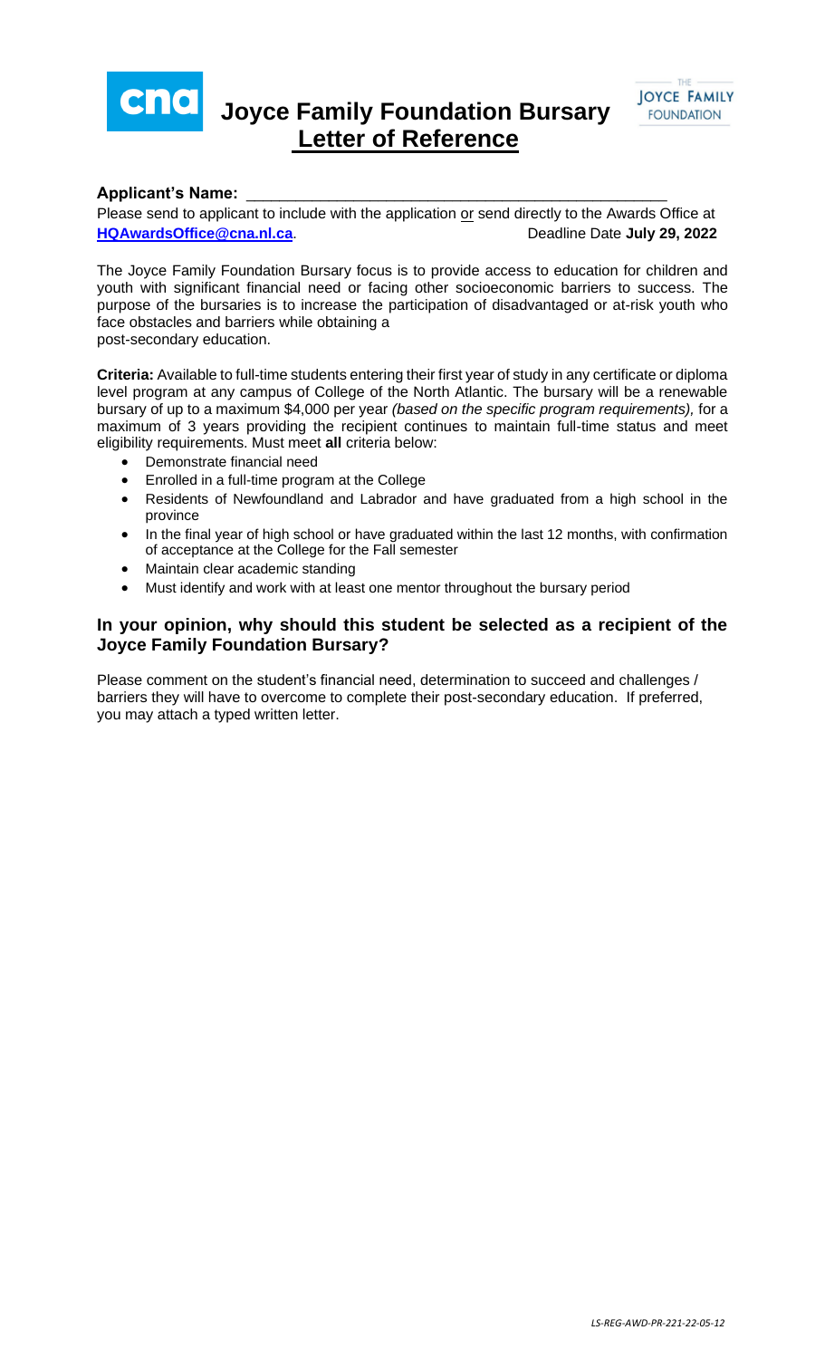# Joyce Family Foundation Bursary Letter of Reference

**Applicant's Name:** \_\_\_\_\_\_\_\_\_\_\_\_\_\_\_\_\_\_\_\_\_\_\_\_\_\_\_\_\_\_\_\_\_\_\_\_\_\_\_\_\_\_\_\_

Please send to applicant to include with the application or send directly to the Awards Office at **HQAwardsOffice@cna.nl.ca**. Deadline Date **July 29, 2022**

The Joyce Family Foundation Bursary focus is to provide access to education for children and youth with significant financial need or facing other socioeconomic barriers to success. The purpose of the bursaries is to increase the participation of disadvantaged or at-risk youth who face obstacles and barriers while obtaining a post-secondary education.

**Criteria:** Available to full-time students entering their first year of study in any certificate or diploma level program at any campus of College of the North Atlantic. The bursary will be a renewable bursary of up to a maximum $4,000 per year *(based on the specific program requirements),* for a maximum of 3 years providing the recipient continues to maintain full-time status and meet eligibility requirements. Must meet **all** criteria below:

- Demonstrate financial need
- Enrolled in a full-time program at the College
- Residents of Newfoundland and Labrador and have graduated from a high school in the province
- In the final year of high school or have graduated within the last 12 months, with confirmation of acceptance at the College for the Fall semester
- Maintain clear academic standing
- Must identify and work with at least one mentor throughout the bursary period

### In your opinion, why should this student be selected as a recipient of the Joyce Family Foundation Bursary?

Please comment on the student's financial need, determination to succeed and challenges / barriers they will have to overcome to complete their post-secondary education. If preferred, you may attach a typed written letter.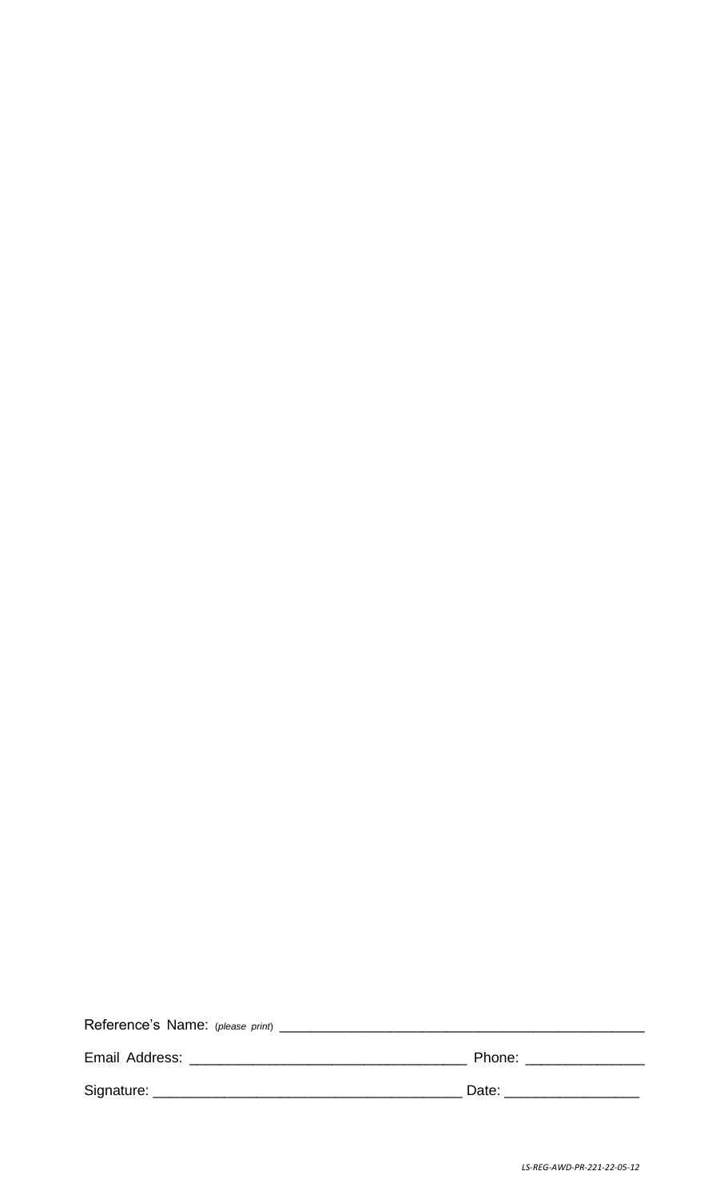Reference's Name: *(please print)* _______________________________________________

Email Address: ___________________________________ Phone: _______________

Signature: ________________________________________ Date: _________________

*LS-REG-AWD-PR-221-22-05-12*